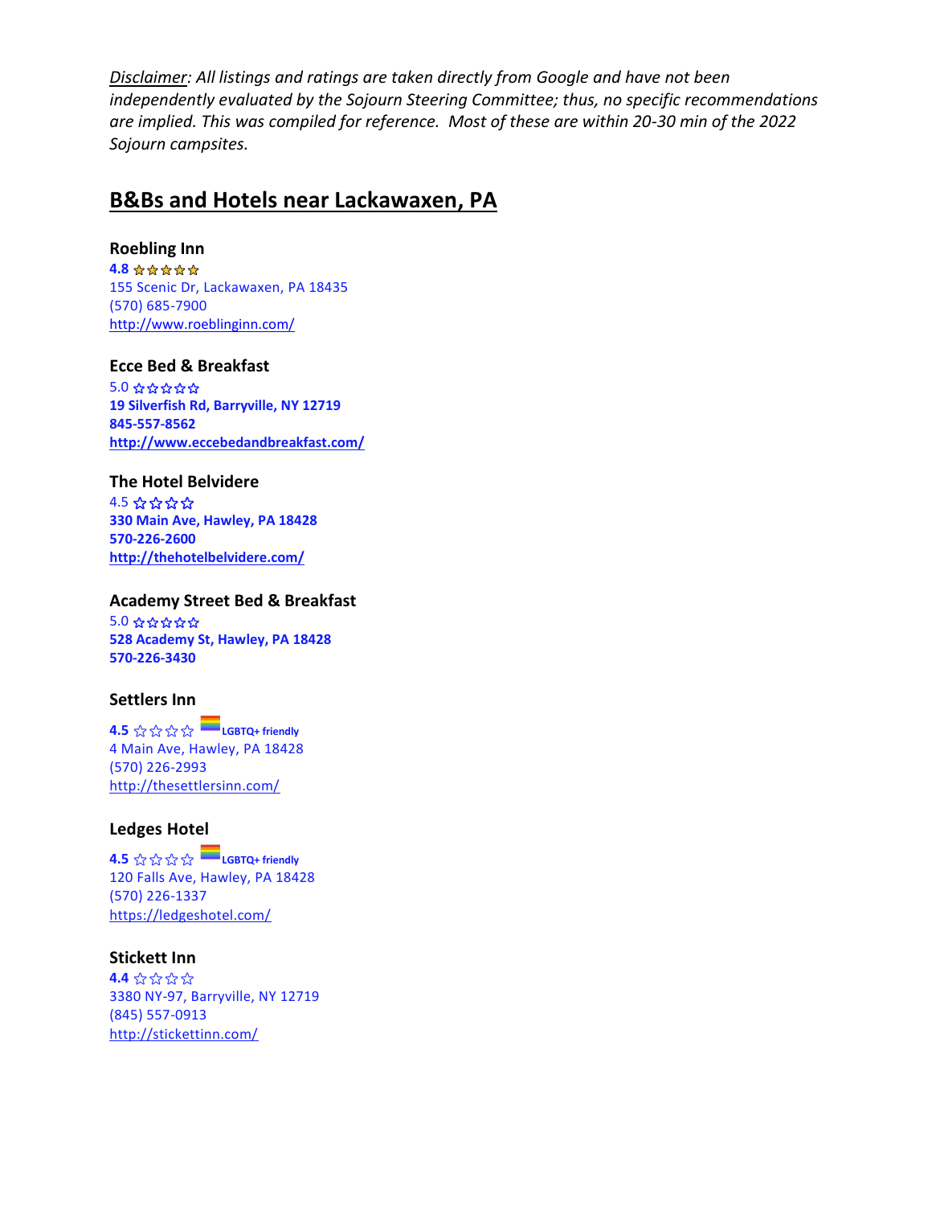*Disclaimer: All listings and ratings are taken directly from Google and have not been independently evaluated by the Sojourn Steering Committee; thus, no specific recommendations are implied. This was compiled for reference. Most of these are within 20-30 min of the 2022 Sojourn campsites.*

## B&Bs and Hotels near Lackawaxen, PA

### Roebling Inn

**4.8** ☆☆☆☆☆
155 Scenic Dr, Lackawaxen, PA 18435
(570) 685-7900
http://www.roeblinginn.com/

### Ecce Bed & Breakfast

5.0 ☆☆☆☆☆
**19 Silverfish Rd, Barryville, NY 12719**
**845-557-8562**
**http://www.eccebedandbreakfast.com/**

### The Hotel Belvidere

4.5 ☆☆☆☆
**330 Main Ave, Hawley, PA 18428**
**570-226-2600**
**http://thehotelbelvidere.com/**

### Academy Street Bed & Breakfast

5.0 ☆☆☆☆☆
**528 Academy St, Hawley, PA 18428**
**570-226-3430**

### Settlers Inn

**4.5** ☆☆☆☆ **LGBTQ+ friendly**
4 Main Ave, Hawley, PA 18428
(570) 226-2993
http://thesettlersinn.com/

### Ledges Hotel

**4.5** ☆☆☆☆ **LGBTQ+ friendly**
120 Falls Ave, Hawley, PA 18428
(570) 226-1337
https://ledgeshotel.com/

### Stickett Inn

**4.4** ☆☆☆☆
3380 NY-97, Barryville, NY 12719
(845) 557-0913
http://stickettinn.com/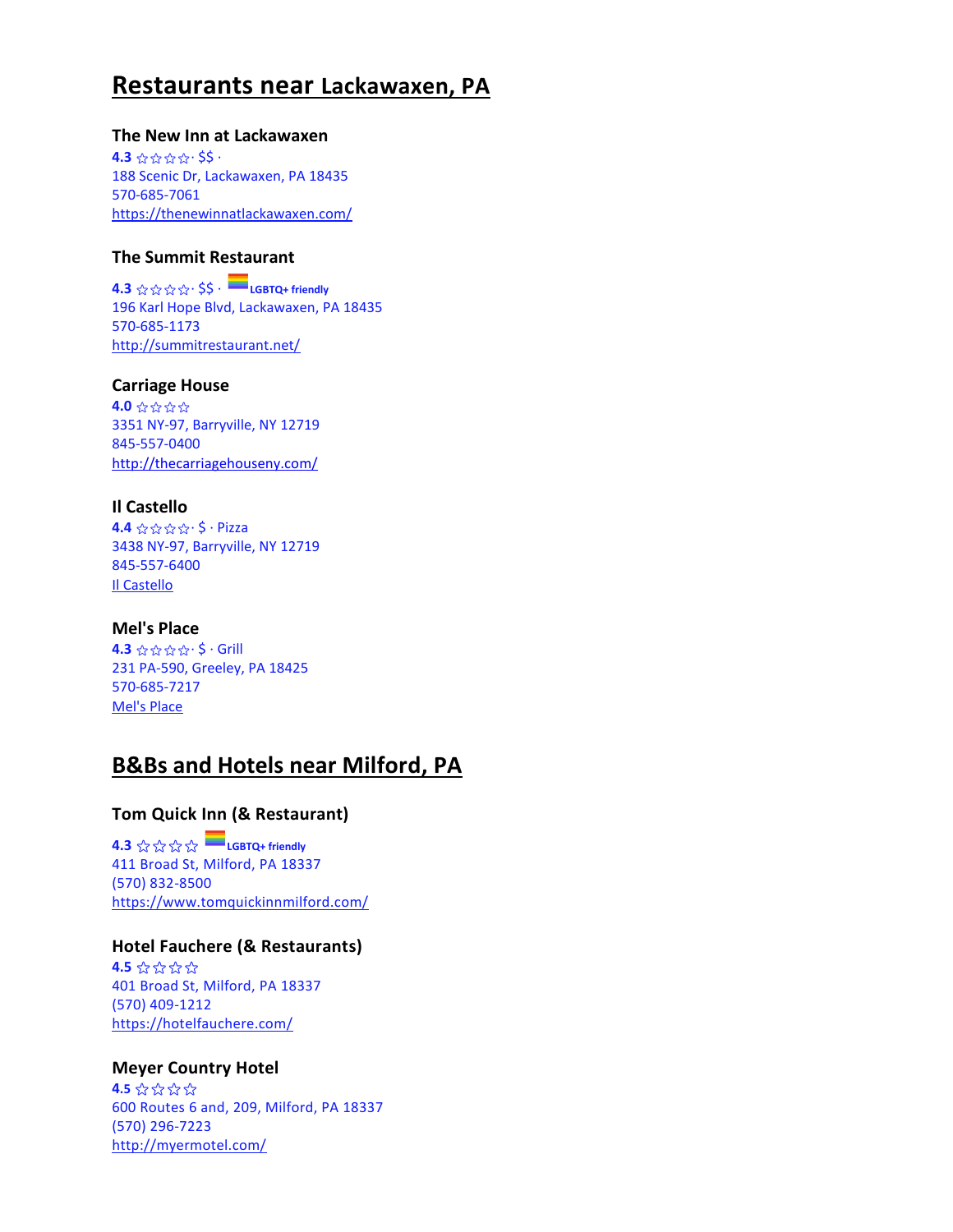## Restaurants near Lackawaxen, PA

### The New Inn at Lackawaxen

**4.3** ☆☆☆☆ · $$ ·
188 Scenic Dr, Lackawaxen, PA 18435
570-685-7061
https://thenewinnatlackawaxen.com/

### The Summit Restaurant

**4.3** ☆☆☆☆ · $$ · **LGBTQ+ friendly**
196 Karl Hope Blvd, Lackawaxen, PA 18435
570-685-1173
http://summitrestaurant.net/

### Carriage House

**4.0** ☆☆☆☆
3351 NY-97, Barryville, NY 12719
845-557-0400
http://thecarriagehouseny.com/

### Il Castello

**4.4** ☆☆☆☆ · $ · Pizza
3438 NY-97, Barryville, NY 12719
845-557-6400
Il Castello

### Mel's Place

**4.3** ☆☆☆☆ · $ · Grill
231 PA-590, Greeley, PA 18425
570-685-7217
Mel's Place

## B&Bs and Hotels near Milford, PA

### Tom Quick Inn (& Restaurant)

**4.3** ☆☆☆☆ **LGBTQ+ friendly**
411 Broad St, Milford, PA 18337
(570) 832-8500
https://www.tomquickinnmilford.com/

### Hotel Fauchere (& Restaurants)

**4.5** ☆☆☆☆
401 Broad St, Milford, PA 18337
(570) 409-1212
https://hotelfauchere.com/

### Meyer Country Hotel

**4.5** ☆☆☆☆
600 Routes 6 and, 209, Milford, PA 18337
(570) 296-7223
http://myermotel.com/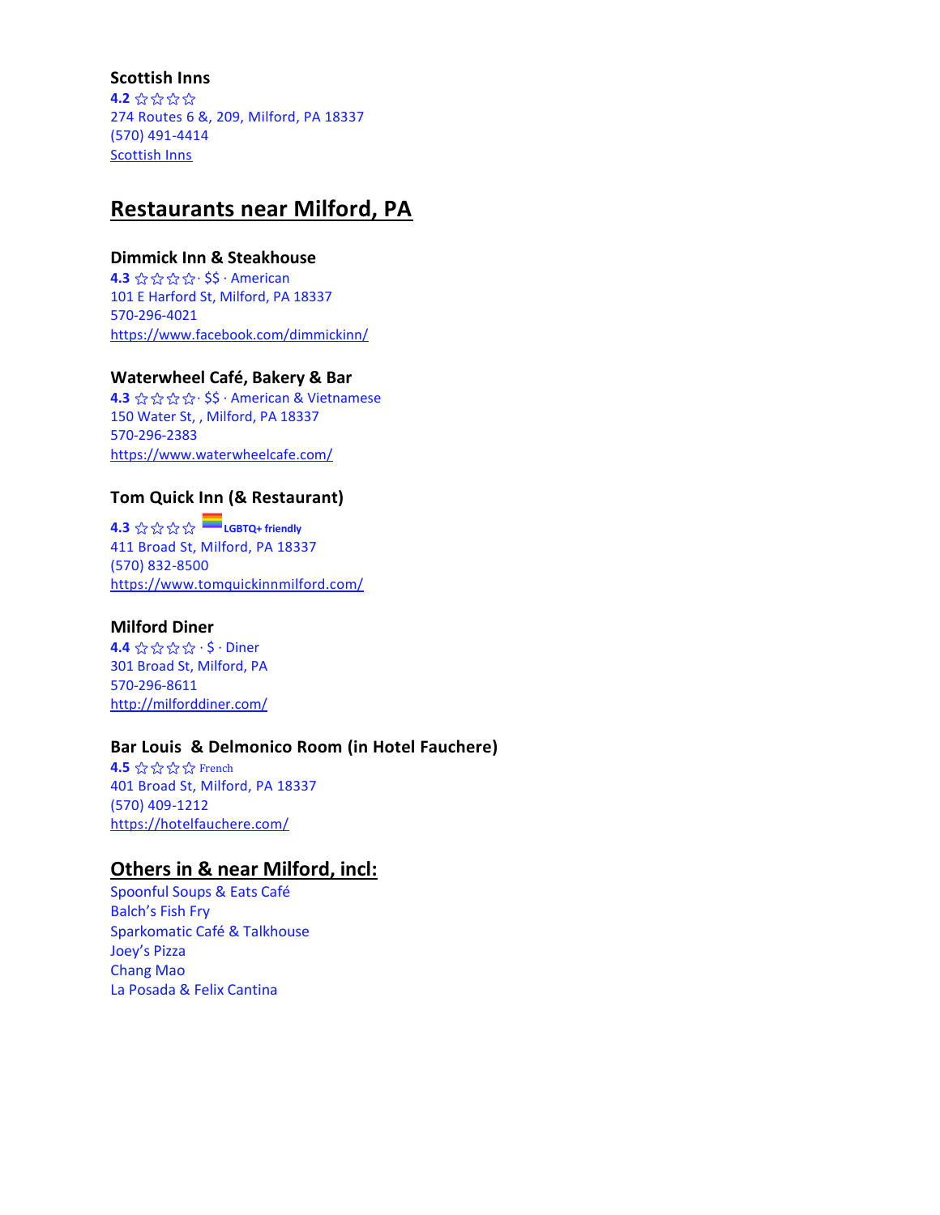**Scottish Inns**
**4.2** ☆☆☆☆
274 Routes 6 &, 209, Milford, PA 18337
(570) 491-4414
Scottish Inns

## Restaurants near Milford, PA

**Dimmick Inn & Steakhouse**
**4.3** ☆☆☆☆· $$ · American
101 E Harford St, Milford, PA 18337
570-296-4021
https://www.facebook.com/dimmickinn/

**Waterwheel Café, Bakery & Bar**
**4.3** ☆☆☆☆· $$ · American & Vietnamese
150 Water St, , Milford, PA 18337
570-296-2383
https://www.waterwheelcafe.com/

**Tom Quick Inn (& Restaurant)**
**4.3** ☆☆☆☆ **LGBTQ+ friendly**
411 Broad St, Milford, PA 18337
(570) 832-8500
https://www.tomquickinnmilford.com/

**Milford Diner**
**4.4** ☆☆☆☆ · $ · Diner
301 Broad St, Milford, PA
570-296-8611
http://milforddiner.com/

**Bar Louis & Delmonico Room (in Hotel Fauchere)**
**4.5** ☆☆☆☆ French
401 Broad St, Milford, PA 18337
(570) 409-1212
https://hotelfauchere.com/

## Others in & near Milford, incl:

Spoonful Soups & Eats Café
Balch's Fish Fry
Sparkomatic Café & Talkhouse
Joey's Pizza
Chang Mao
La Posada & Felix Cantina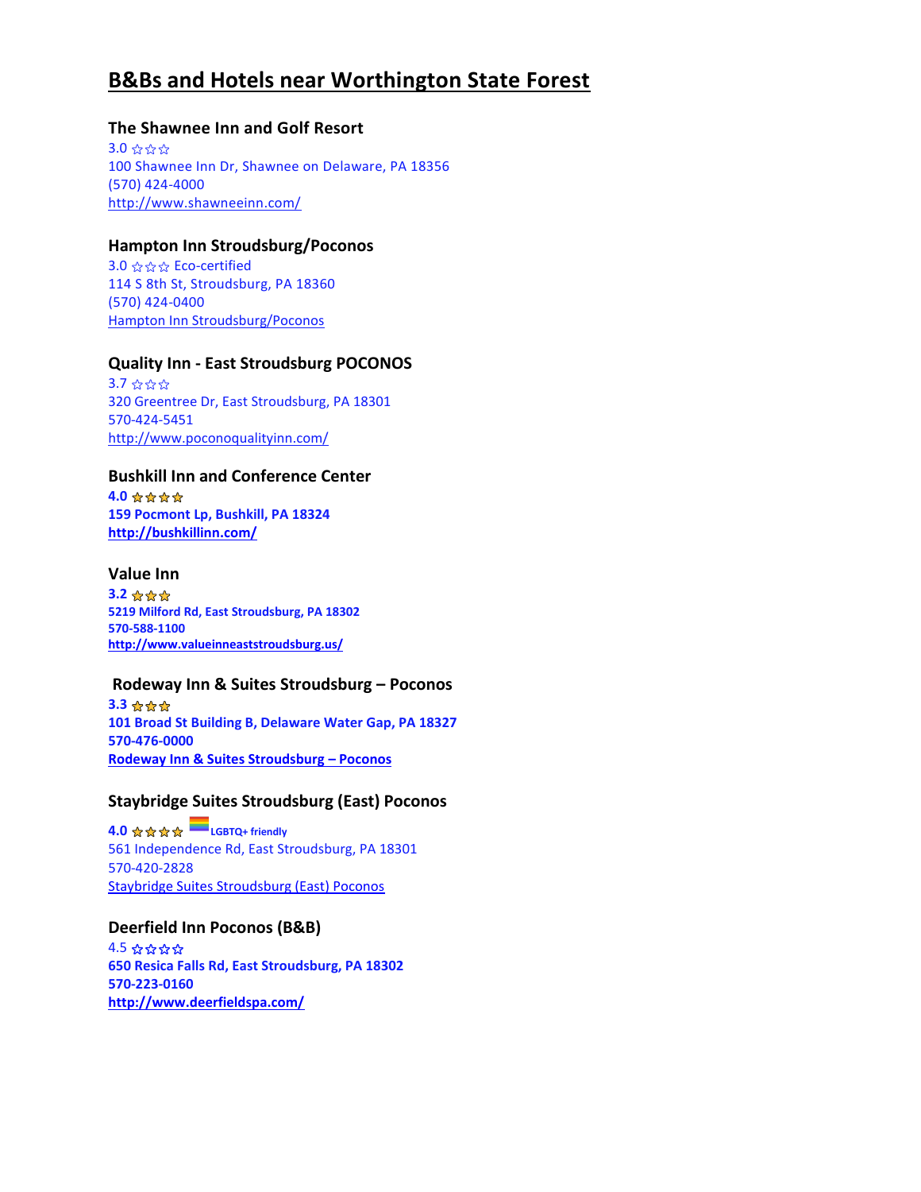# B&Bs and Hotels near Worthington State Forest

### The Shawnee Inn and Golf Resort

3.0 ☆☆☆
100 Shawnee Inn Dr, Shawnee on Delaware, PA 18356
(570) 424-4000
http://www.shawneeinn.com/

### Hampton Inn Stroudsburg/Poconos

3.0 ☆☆☆ Eco-certified
114 S 8th St, Stroudsburg, PA 18360
(570) 424-0400
Hampton Inn Stroudsburg/Poconos

### Quality Inn - East Stroudsburg POCONOS

3.7 ☆☆☆
320 Greentree Dr, East Stroudsburg, PA 18301
570-424-5451
http://www.poconoqualityinn.com/

### Bushkill Inn and Conference Center

**4.0 ☆☆☆☆**
**159 Pocmont Lp, Bushkill, PA 18324**
**http://bushkillinn.com/**

### Value Inn

**3.2 ☆☆☆**
**5219 Milford Rd, East Stroudsburg, PA 18302**
**570-588-1100**
**http://www.valueinneaststroudsburg.us/**

### Rodeway Inn & Suites Stroudsburg – Poconos

**3.3 ☆☆☆**
**101 Broad St Building B, Delaware Water Gap, PA 18327**
**570-476-0000**
**Rodeway Inn & Suites Stroudsburg – Poconos**

### Staybridge Suites Stroudsburg (East) Poconos

**4.0 ☆☆☆☆ LGBTQ+ friendly**
561 Independence Rd, East Stroudsburg, PA 18301
570-420-2828
Staybridge Suites Stroudsburg (East) Poconos

### Deerfield Inn Poconos (B&B)

4.5 ☆☆☆☆
**650 Resica Falls Rd, East Stroudsburg, PA 18302**
**570-223-0160**
**http://www.deerfieldspa.com/**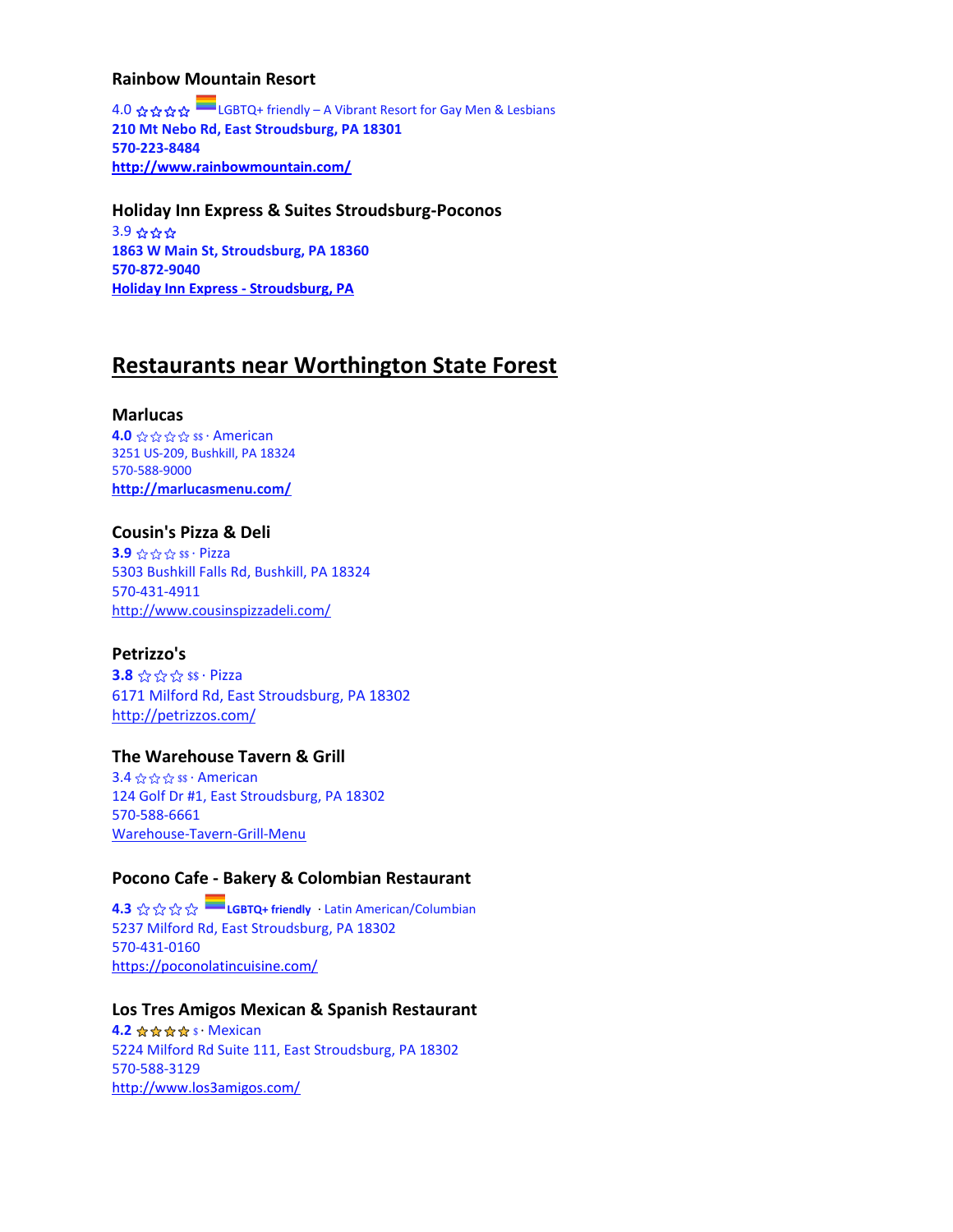### Rainbow Mountain Resort

4.0 ☆☆☆☆ LGBTQ+ friendly – A Vibrant Resort for Gay Men & Lesbians
**210 Mt Nebo Rd, East Stroudsburg, PA 18301**
**570-223-8484**
**[http://www.rainbowmountain.com/](http://www.rainbowmountain.com/)**

### Holiday Inn Express & Suites Stroudsburg-Poconos

3.9 ☆☆☆
**1863 W Main St, Stroudsburg, PA 18360**
**570-872-9040**
**Holiday Inn Express - Stroudsburg, PA**

## Restaurants near Worthington State Forest

### Marlucas

**4.0** ☆☆☆☆ $$ · American
3251 US-209, Bushkill, PA 18324
570-588-9000
**[http://marlucasmenu.com/](http://marlucasmenu.com/)**

### Cousin's Pizza & Deli

**3.9** ☆☆☆ $$ · Pizza
5303 Bushkill Falls Rd, Bushkill, PA 18324
570-431-4911
[http://www.cousinspizzadeli.com/](http://www.cousinspizzadeli.com/)

### Petrizzo's

**3.8** ☆☆☆ $$ · Pizza
6171 Milford Rd, East Stroudsburg, PA 18302
[http://petrizzos.com/](http://petrizzos.com/)

### The Warehouse Tavern & Grill

3.4 ☆☆☆ $$ · American
124 Golf Dr #1, East Stroudsburg, PA 18302
570-588-6661
Warehouse-Tavern-Grill-Menu

### Pocono Cafe - Bakery & Colombian Restaurant

**4.3** ☆☆☆☆ **LGBTQ+ friendly** · Latin American/Columbian
5237 Milford Rd, East Stroudsburg, PA 18302
570-431-0160
[https://poconolatincuisine.com/](https://poconolatincuisine.com/)

### Los Tres Amigos Mexican & Spanish Restaurant

**4.2** ☆☆☆☆ $ · Mexican
5224 Milford Rd Suite 111, East Stroudsburg, PA 18302
570-588-3129
[http://www.los3amigos.com/](http://www.los3amigos.com/)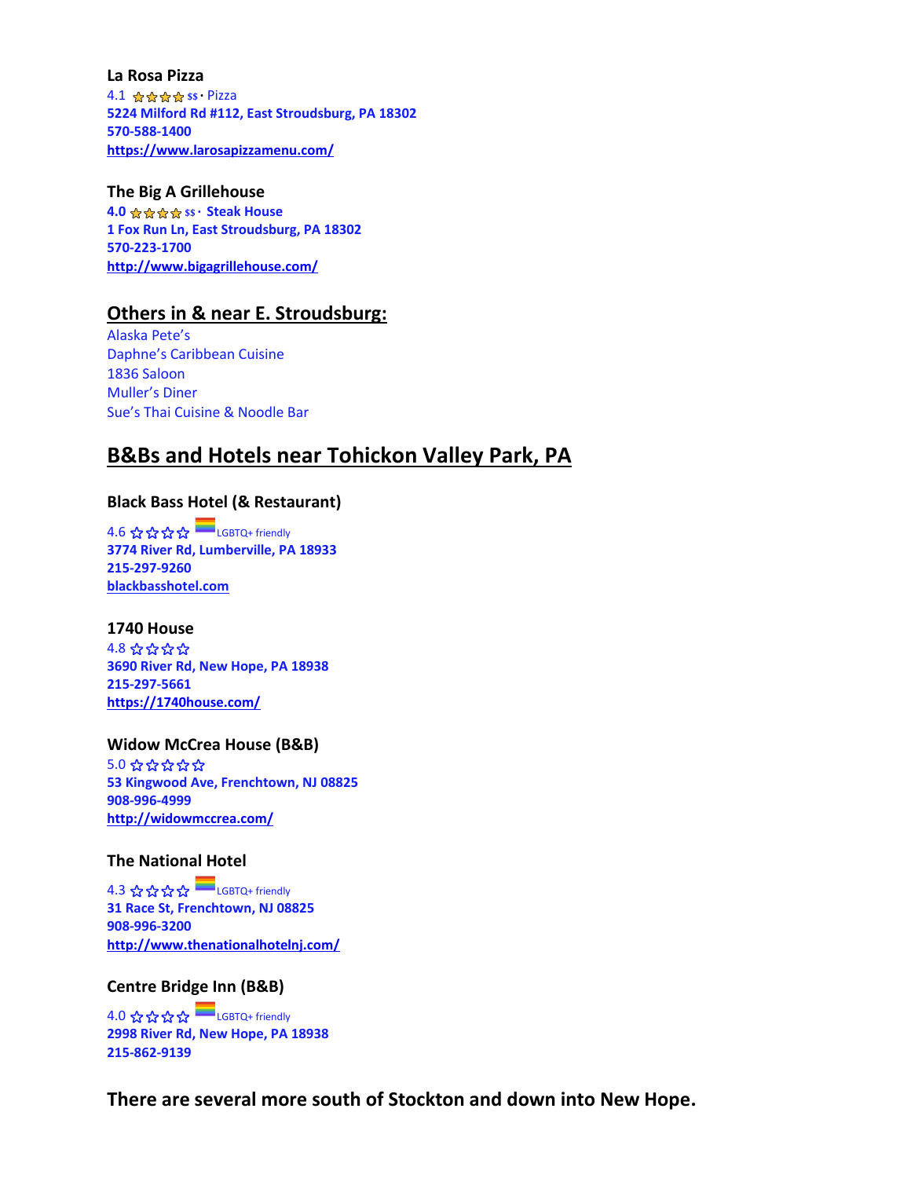**La Rosa Pizza**
4.1 ☆☆☆☆ $$ · Pizza
**5224 Milford Rd #112, East Stroudsburg, PA 18302**
**570-588-1400**
**https://www.larosapizzamenu.com/**

**The Big A Grillehouse**
**4.0 ☆☆☆☆ $$ · Steak House**
**1 Fox Run Ln, East Stroudsburg, PA 18302**
**570-223-1700**
**http://www.bigagrillehouse.com/**

## Others in & near E. Stroudsburg:

Alaska Pete's
Daphne's Caribbean Cuisine
1836 Saloon
Muller's Diner
Sue's Thai Cuisine & Noodle Bar

## B&Bs and Hotels near Tohickon Valley Park, PA

**Black Bass Hotel (& Restaurant)**
4.6 ☆☆☆☆ LGBTQ+ friendly
**3774 River Rd, Lumberville, PA 18933**
**215-297-9260**
**blackbasshotel.com**

**1740 House**
4.8 ☆☆☆☆
**3690 River Rd, New Hope, PA 18938**
**215-297-5661**
**https://1740house.com/**

**Widow McCrea House (B&B)**
5.0 ☆☆☆☆☆
**53 Kingwood Ave, Frenchtown, NJ 08825**
**908-996-4999**
**http://widowmccrea.com/**

**The National Hotel**
4.3 ☆☆☆☆ LGBTQ+ friendly
**31 Race St, Frenchtown, NJ 08825**
**908-996-3200**
**http://www.thenationalhotelnj.com/**

**Centre Bridge Inn (B&B)**
4.0 ☆☆☆☆ LGBTQ+ friendly
**2998 River Rd, New Hope, PA 18938**
**215-862-9139**

**There are several more south of Stockton and down into New Hope.**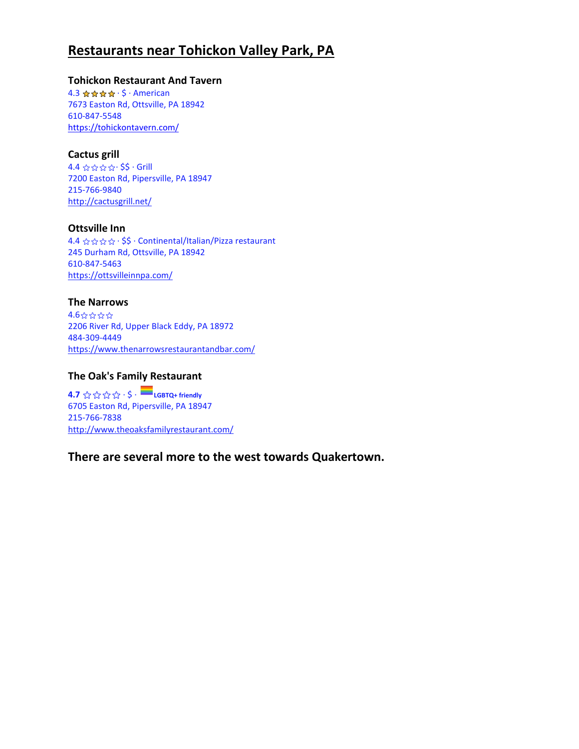# Restaurants near Tohickon Valley Park, PA

### Tohickon Restaurant And Tavern

4.3 ★★★★ · $ · American
7673 Easton Rd, Ottsville, PA 18942
610-847-5548
https://tohickontavern.com/

### Cactus grill

4.4 ☆☆☆☆· $$ · Grill
7200 Easton Rd, Pipersville, PA 18947
215-766-9840
http://cactusgrill.net/

### Ottsville Inn

4.4 ☆☆☆☆ · $$ · Continental/Italian/Pizza restaurant
245 Durham Rd, Ottsville, PA 18942
610-847-5463
https://ottsvilleinnpa.com/

### The Narrows

4.6☆☆☆☆
2206 River Rd, Upper Black Eddy, PA 18972
484-309-4449
https://www.thenarrowsrestaurantandbar.com/

### The Oak's Family Restaurant

**4.7** ☆☆☆☆ · $ · **LGBTQ+ friendly**
6705 Easton Rd, Pipersville, PA 18947
215-766-7838
http://www.theoaksfamilyrestaurant.com/

## There are several more to the west towards Quakertown.